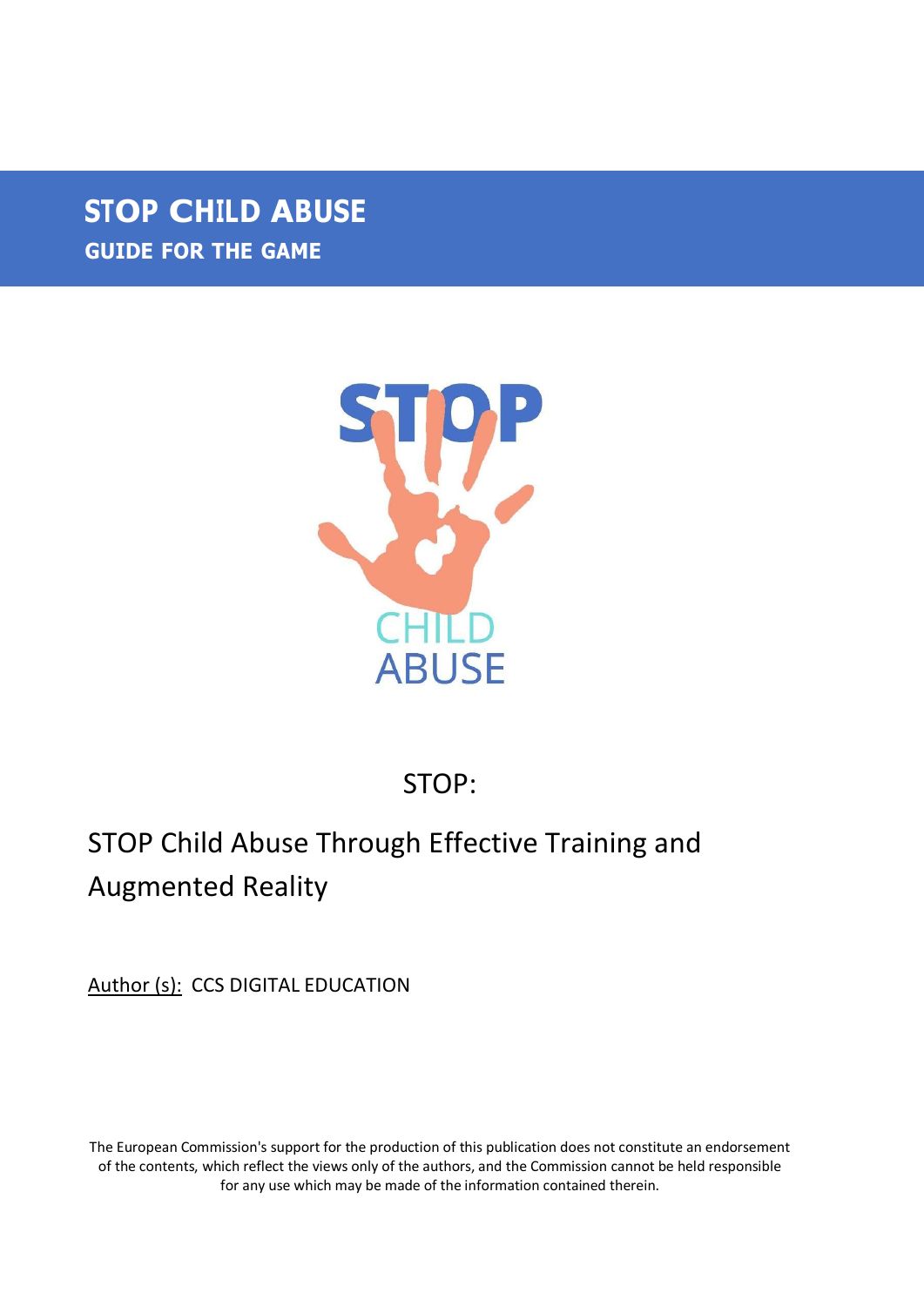# STOP CHILD ABUSE

## GUIDE FOR THE GAME

STOP:

STOP Child Abuse Through Effective Training and Augmented Reality

Author (s): CCS DIGITAL EDUCATION

The European Commission's support for the production of this publication does not constitute an endorsement of the contents, which reflect the views only of the authors, and the Commission cannot be held responsible for any use which may be made of the information contained therein.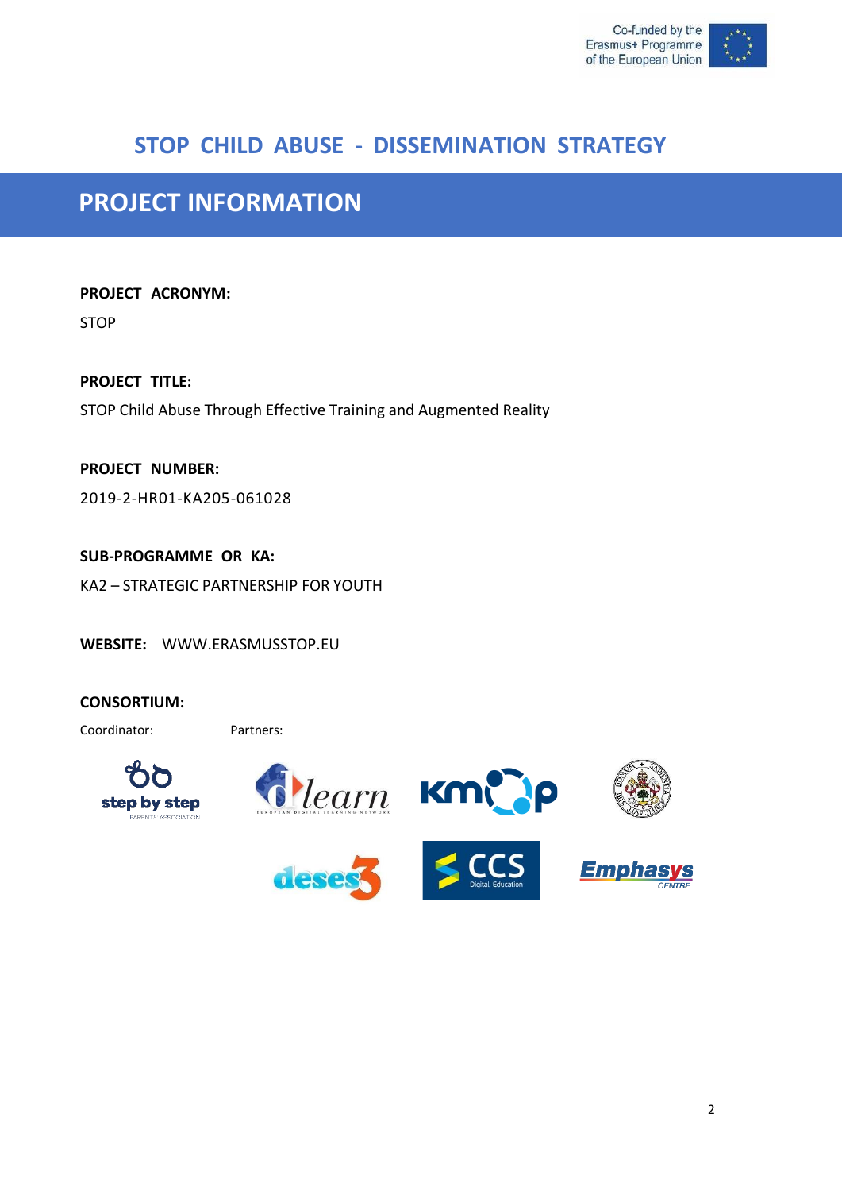# STOP CHILD ABUSE - DISSEMINATION STRATEGY

## PROJECT INFORMATION

**PROJECT ACRONYM:**

STOP

**PROJECT TITLE:**

STOP Child Abuse Through Effective Training and Augmented Reality

**PROJECT NUMBER:**

2019-2-HR01-KA205-061028

**SUB-PROGRAMME OR KA:**

KA2 – STRATEGIC PARTNERSHIP FOR YOUTH

**WEBSITE:** WWW.ERASMUSSTOP.EU

**CONSORTIUM:**

Coordinator: Partners: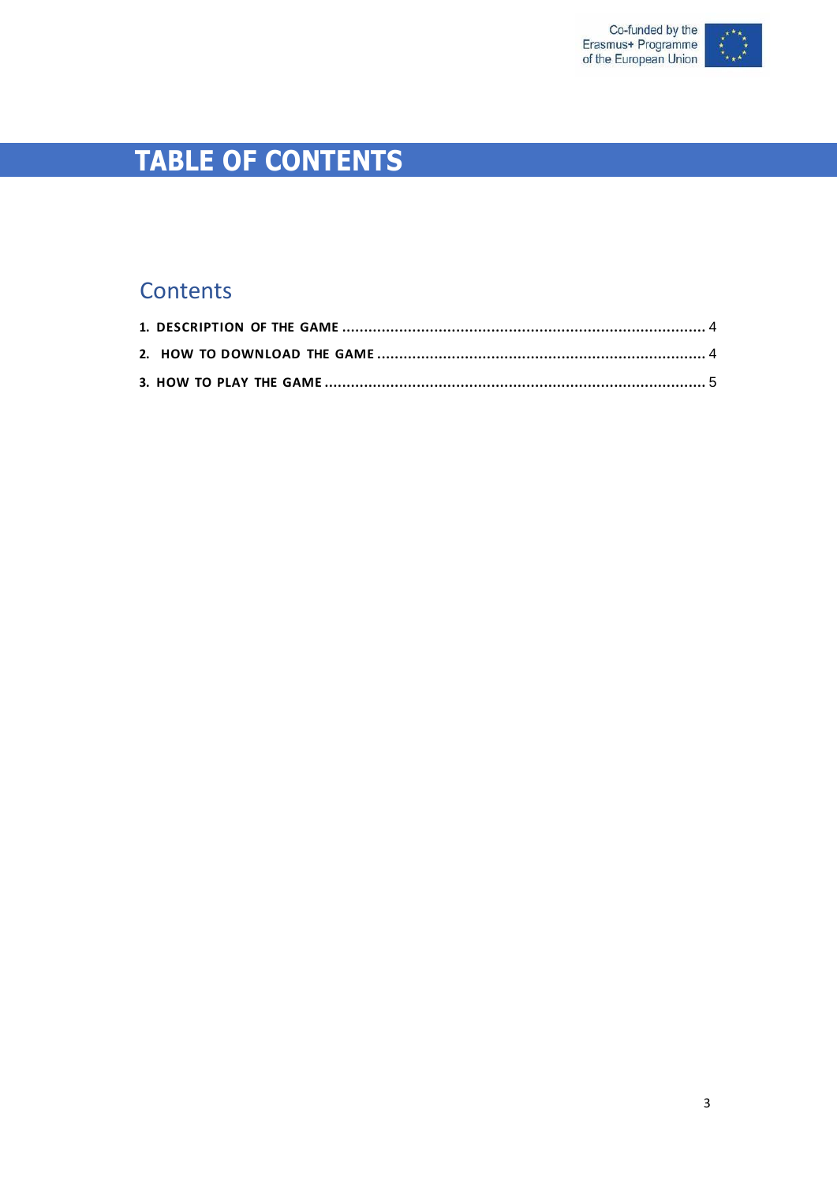# TABLE OF CONTENTS

## Contents

**1. DESCRIPTION OF THE GAME** .................................................................................. 4

**2. HOW TO DOWNLOAD THE GAME** ......................................................................... 4

**3. HOW TO PLAY THE GAME** ..................................................................................... 5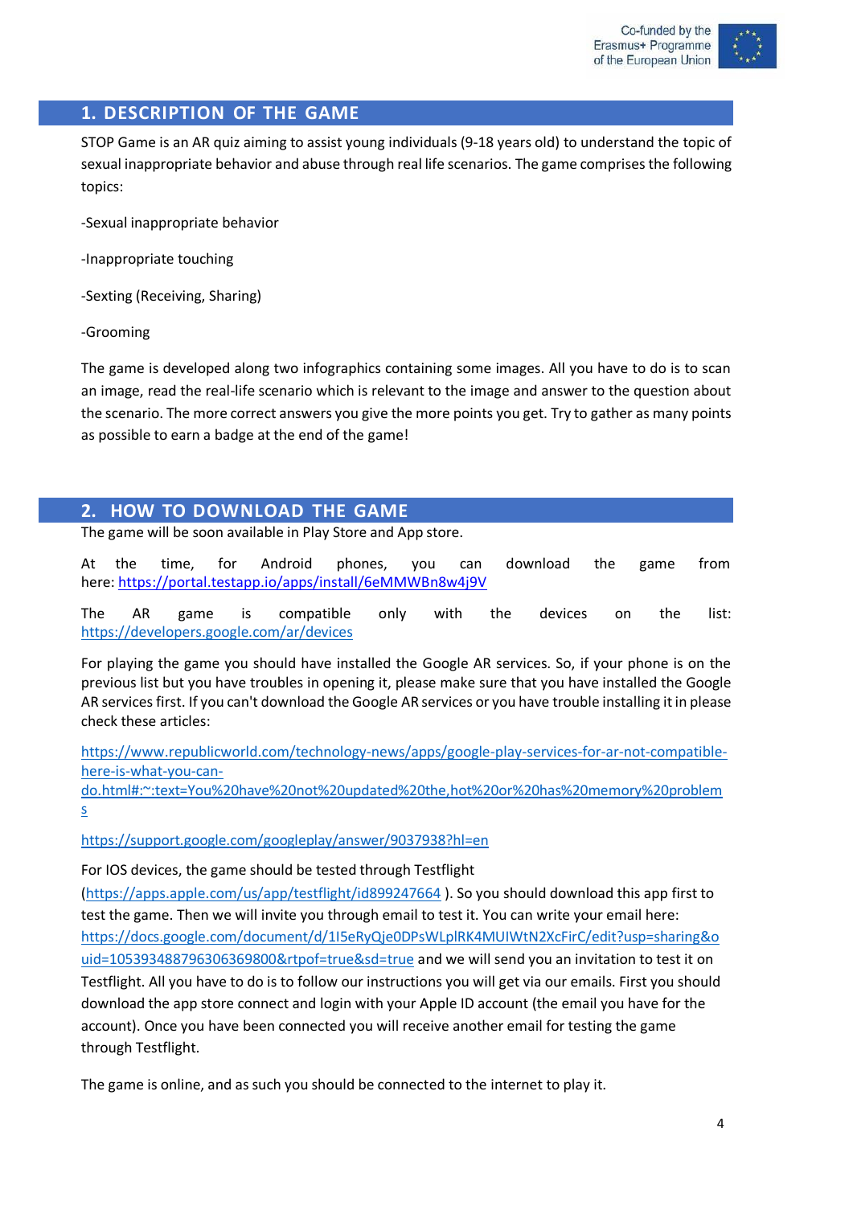## 1. DESCRIPTION OF THE GAME

STOP Game is an AR quiz aiming to assist young individuals (9-18 years old) to understand the topic of sexual inappropriate behavior and abuse through real life scenarios. The game comprises the following topics:

-Sexual inappropriate behavior

-Inappropriate touching

-Sexting (Receiving, Sharing)

-Grooming

The game is developed along two infographics containing some images. All you have to do is to scan an image, read the real-life scenario which is relevant to the image and answer to the question about the scenario. The more correct answers you give the more points you get. Try to gather as many points as possible to earn a badge at the end of the game!

## 2. HOW TO DOWNLOAD THE GAME

The game will be soon available in Play Store and App store.

At the time, for Android phones, you can download the game from here: https://portal.testapp.io/apps/install/6eMMWBn8w4j9V

The AR game is compatible only with the devices on the list: https://developers.google.com/ar/devices

For playing the game you should have installed the Google AR services. So, if your phone is on the previous list but you have troubles in opening it, please make sure that you have installed the Google AR services first. If you can't download the Google AR services or you have trouble installing it in please check these articles:

https://www.republicworld.com/technology-news/apps/google-play-services-for-ar-not-compatible-here-is-what-you-can-do.html#:~:text=You%20have%20not%20updated%20the,hot%20or%20has%20memory%20problems

https://support.google.com/googleplay/answer/9037938?hl=en

For IOS devices, the game should be tested through Testflight (https://apps.apple.com/us/app/testflight/id899247664 ). So you should download this app first to test the game. Then we will invite you through email to test it. You can write your email here: https://docs.google.com/document/d/1I5eRyQje0DPsWLplRK4MUIWtN2XcFirC/edit?usp=sharing&ouid=105393488796306369800&rtpof=true&sd=true and we will send you an invitation to test it on Testflight. All you have to do is to follow our instructions you will get via our emails. First you should download the app store connect and login with your Apple ID account (the email you have for the account). Once you have been connected you will receive another email for testing the game through Testflight.

The game is online, and as such you should be connected to the internet to play it.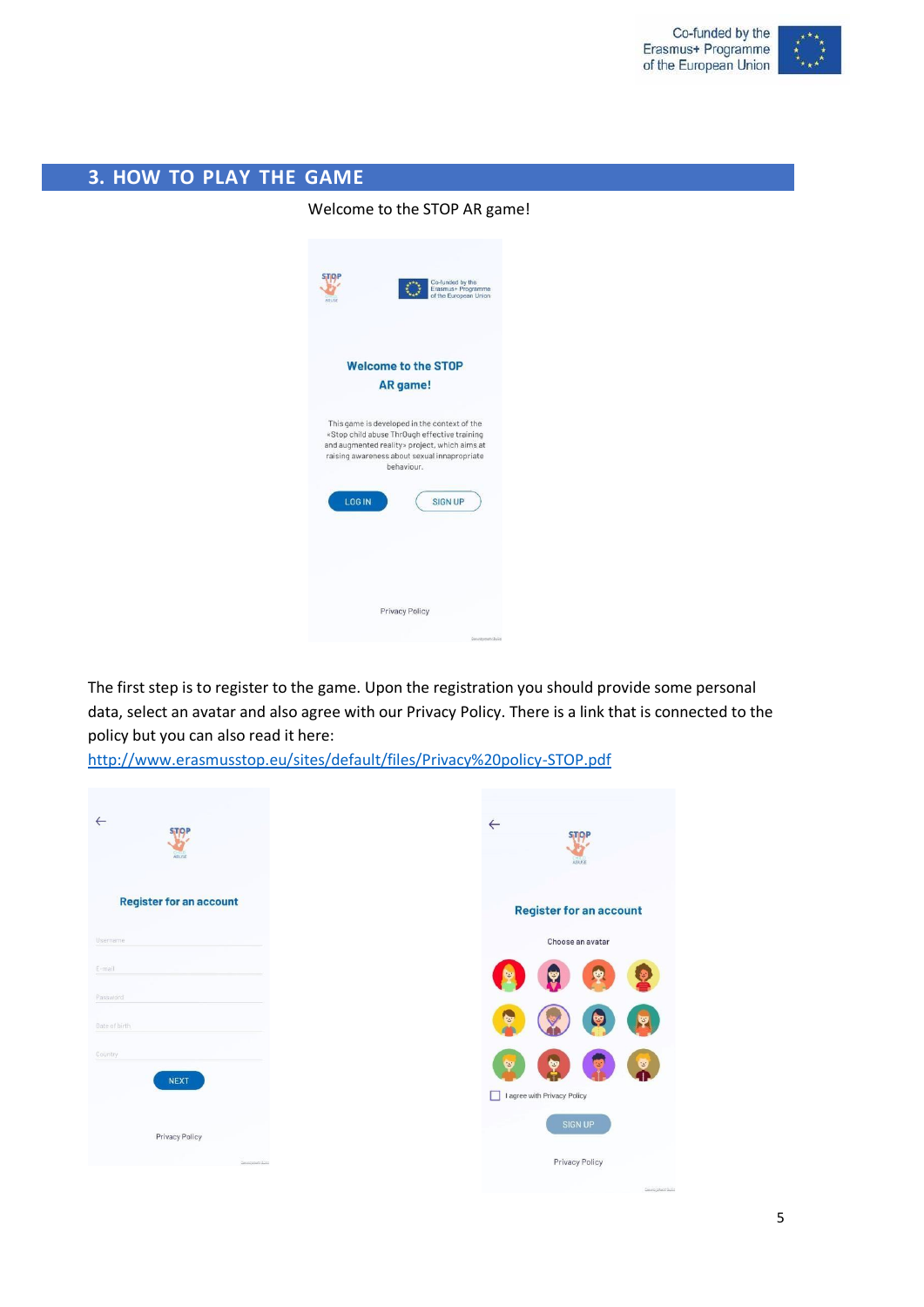## 3. HOW TO PLAY THE GAME

Welcome to the STOP AR game!

The first step is to register to the game. Upon the registration you should provide some personal data, select an avatar and also agree with our Privacy Policy. There is a link that is connected to the policy but you can also read it here:
[http://www.erasmusstop.eu/sites/default/files/Privacy%20policy-STOP.pdf](http://www.erasmusstop.eu/sites/default/files/Privacy%20policy-STOP.pdf)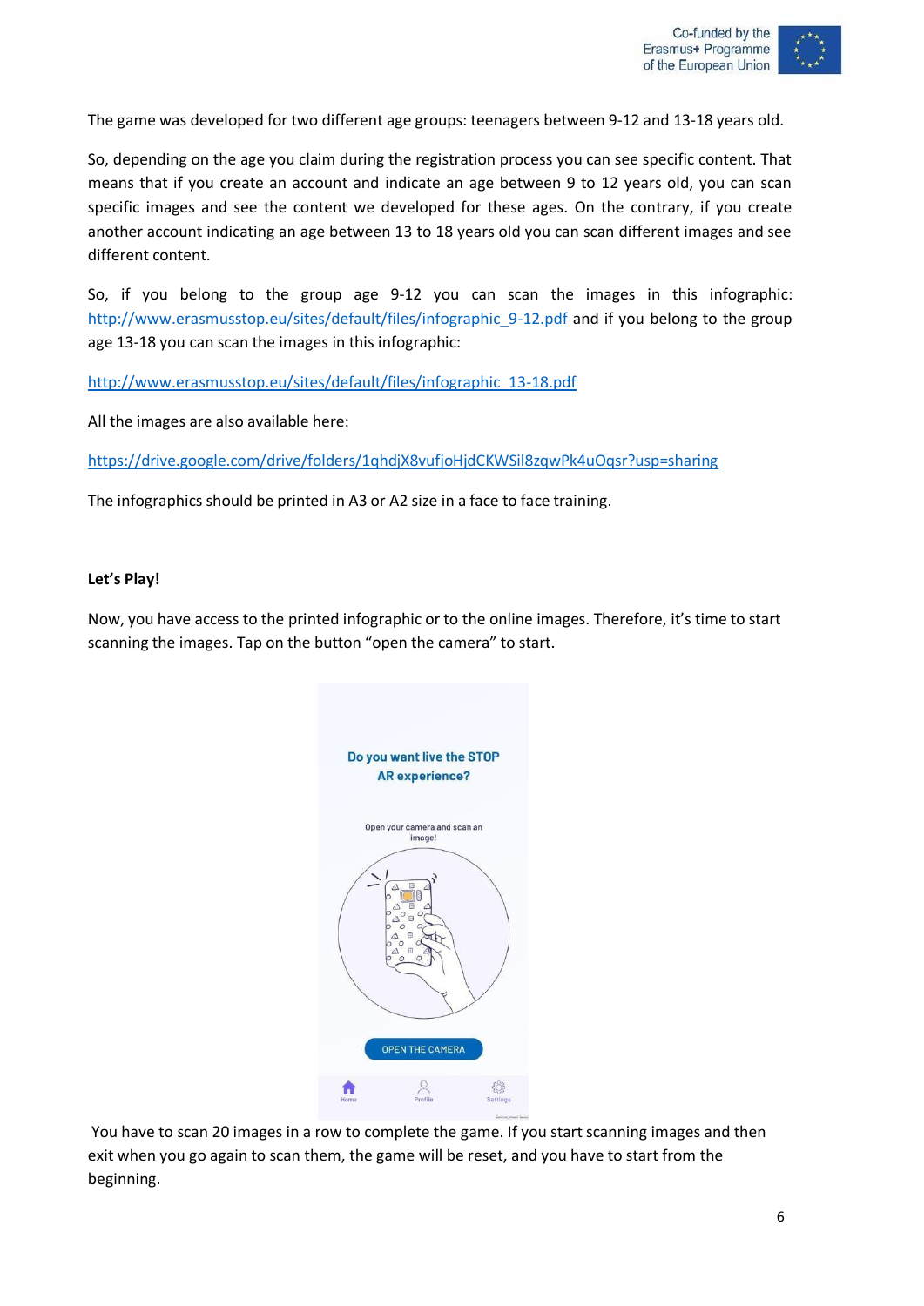The game was developed for two different age groups: teenagers between 9-12 and 13-18 years old.

So, depending on the age you claim during the registration process you can see specific content. That means that if you create an account and indicate an age between 9 to 12 years old, you can scan specific images and see the content we developed for these ages. On the contrary, if you create another account indicating an age between 13 to 18 years old you can scan different images and see different content.

So, if you belong to the group age 9-12 you can scan the images in this infographic: http://www.erasmusstop.eu/sites/default/files/infographic_9-12.pdf and if you belong to the group age 13-18 you can scan the images in this infographic:

http://www.erasmusstop.eu/sites/default/files/infographic_13-18.pdf

All the images are also available here:

https://drive.google.com/drive/folders/1qhdjX8vufjoHjdCKWSil8zqwPk4uOqsr?usp=sharing

The infographics should be printed in A3 or A2 size in a face to face training.

**Let's Play!**

Now, you have access to the printed infographic or to the online images. Therefore, it's time to start scanning the images. Tap on the button "open the camera" to start.

You have to scan 20 images in a row to complete the game. If you start scanning images and then exit when you go again to scan them, the game will be reset, and you have to start from the beginning.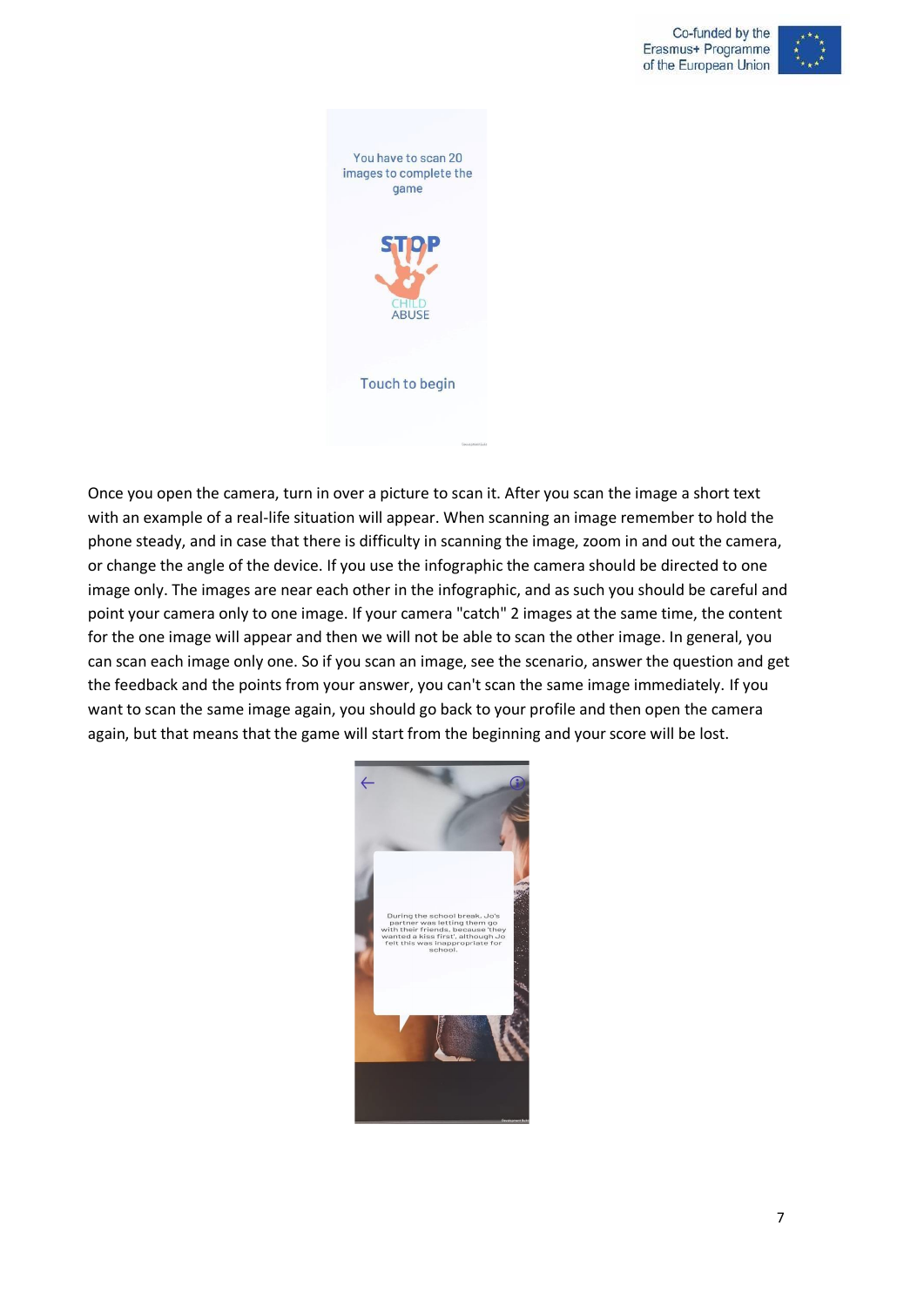Once you open the camera, turn in over a picture to scan it. After you scan the image a short text with an example of a real-life situation will appear. When scanning an image remember to hold the phone steady, and in case that there is difficulty in scanning the image, zoom in and out the camera, or change the angle of the device. If you use the infographic the camera should be directed to one image only. The images are near each other in the infographic, and as such you should be careful and point your camera only to one image. If your camera "catch" 2 images at the same time, the content for the one image will appear and then we will not be able to scan the other image. In general, you can scan each image only one. So if you scan an image, see the scenario, answer the question and get the feedback and the points from your answer, you can't scan the same image immediately. If you want to scan the same image again, you should go back to your profile and then open the camera again, but that means that the game will start from the beginning and your score will be lost.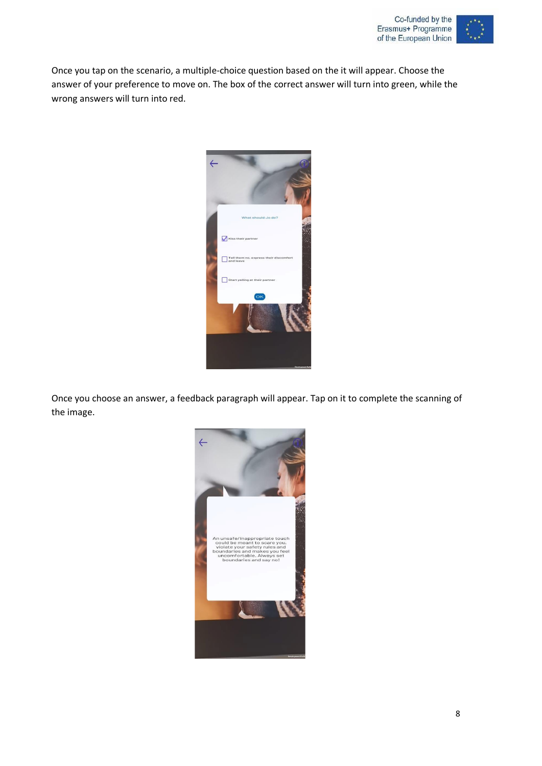Once you tap on the scenario, a multiple-choice question based on the it will appear. Choose the answer of your preference to move on. The box of the correct answer will turn into green, while the wrong answers will turn into red.

Once you choose an answer, a feedback paragraph will appear. Tap on it to complete the scanning of the image.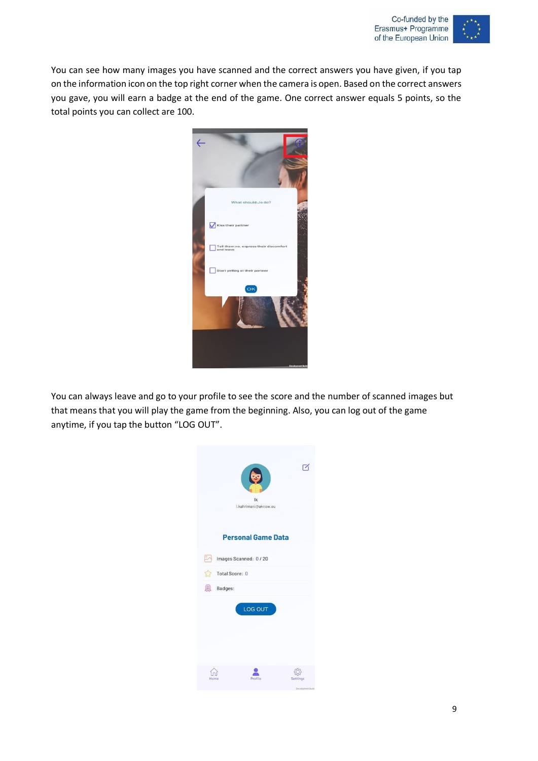You can see how many images you have scanned and the correct answers you have given, if you tap on the information icon on the top right corner when the camera is open. Based on the correct answers you gave, you will earn a badge at the end of the game. One correct answer equals 5 points, so the total points you can collect are 100.

You can always leave and go to your profile to see the score and the number of scanned images but that means that you will play the game from the beginning. Also, you can log out of the game anytime, if you tap the button "LOG OUT".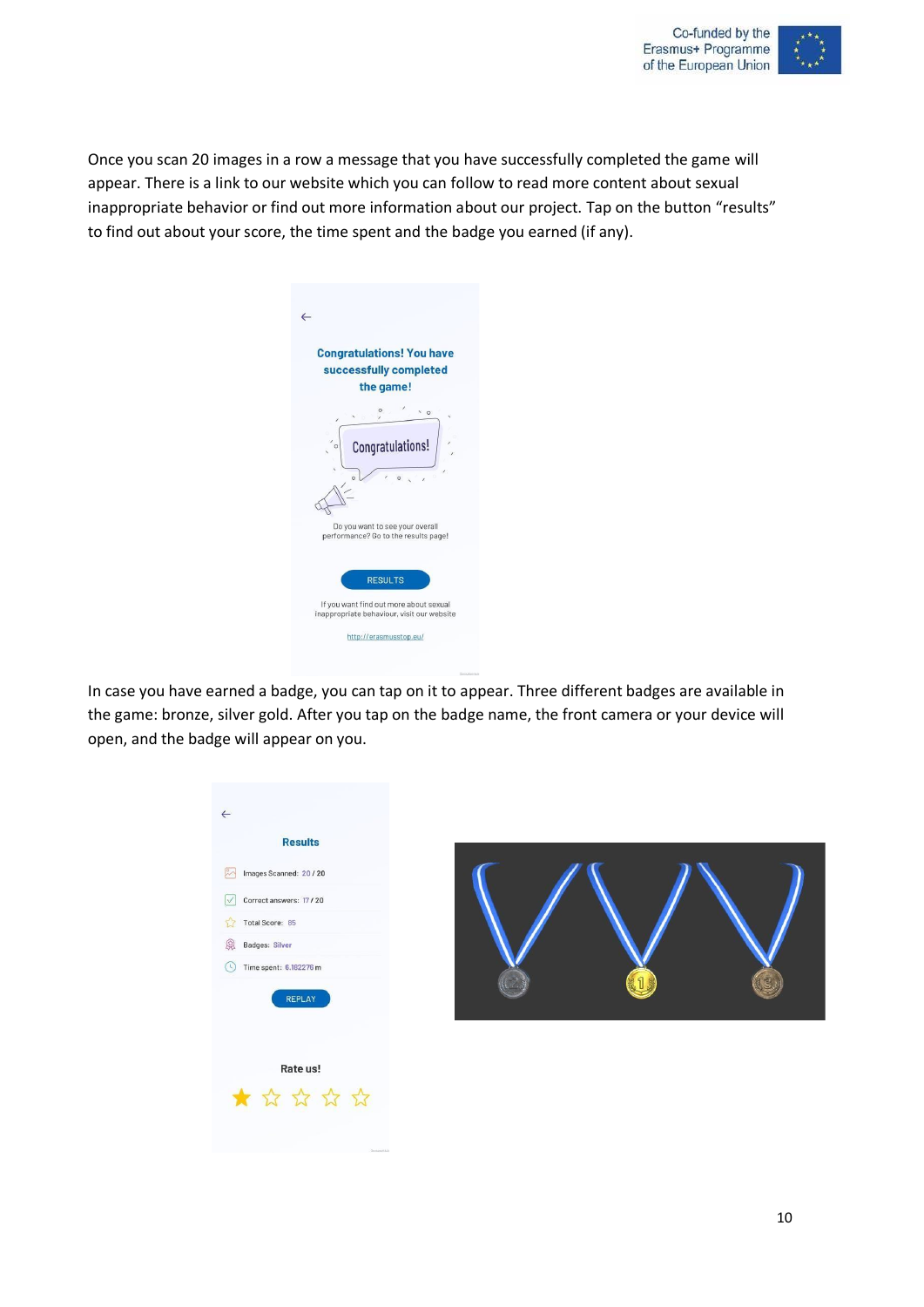Once you scan 20 images in a row a message that you have successfully completed the game will appear. There is a link to our website which you can follow to read more content about sexual inappropriate behavior or find out more information about our project. Tap on the button “results” to find out about your score, the time spent and the badge you earned (if any).

In case you have earned a badge, you can tap on it to appear. Three different badges are available in the game: bronze, silver gold. After you tap on the badge name, the front camera or your device will open, and the badge will appear on you.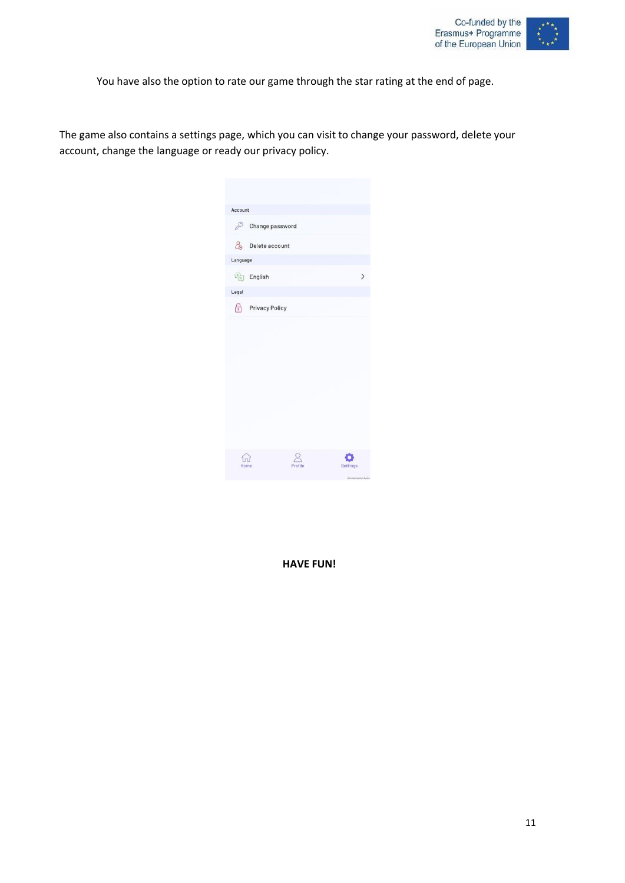You have also the option to rate our game through the star rating at the end of page.

The game also contains a settings page, which you can visit to change your password, delete your account, change the language or ready our privacy policy.

Account

Change password

Delete account

Language

English

Legal

Privacy Policy

Home

Profile

Settings

**HAVE FUN!**